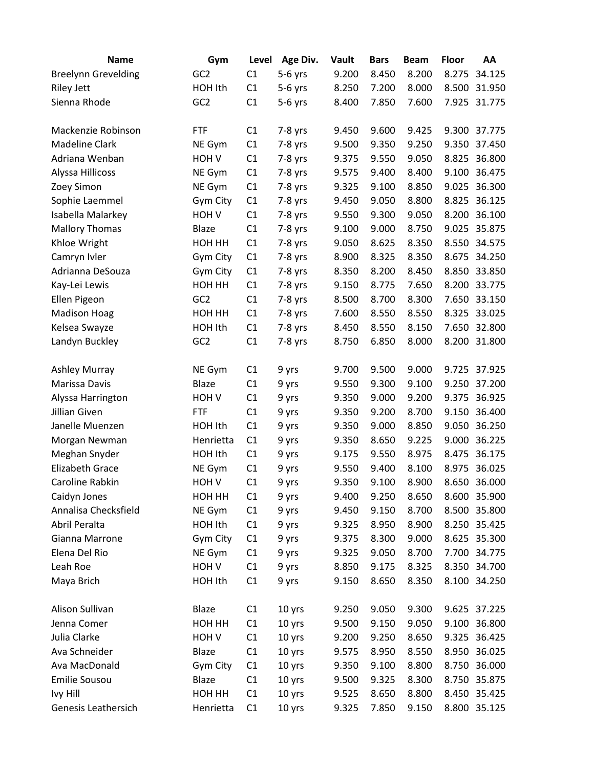| Name | Gym | Level | Age Div. | Vault | Bars | Beam | Floor | AA |
|---|---|---|---|---|---|---|---|---|
| Breelynn Grevelding | GC2 | C1 | 5-6 yrs | 9.200 | 8.450 | 8.200 | 8.275 | 34.125 |
| Riley Jett | HOH Ith | C1 | 5-6 yrs | 8.250 | 7.200 | 8.000 | 8.500 | 31.950 |
| Sienna Rhode | GC2 | C1 | 5-6 yrs | 8.400 | 7.850 | 7.600 | 7.925 | 31.775 |
| | | | | | | | | |
| Mackenzie Robinson | FTF | C1 | 7-8 yrs | 9.450 | 9.600 | 9.425 | 9.300 | 37.775 |
| Madeline Clark | NE Gym | C1 | 7-8 yrs | 9.500 | 9.350 | 9.250 | 9.350 | 37.450 |
| Adriana Wenban | HOH V | C1 | 7-8 yrs | 9.375 | 9.550 | 9.050 | 8.825 | 36.800 |
| Alyssa Hillicoss | NE Gym | C1 | 7-8 yrs | 9.575 | 9.400 | 8.400 | 9.100 | 36.475 |
| Zoey Simon | NE Gym | C1 | 7-8 yrs | 9.325 | 9.100 | 8.850 | 9.025 | 36.300 |
| Sophie Laemmel | Gym City | C1 | 7-8 yrs | 9.450 | 9.050 | 8.800 | 8.825 | 36.125 |
| Isabella Malarkey | HOH V | C1 | 7-8 yrs | 9.550 | 9.300 | 9.050 | 8.200 | 36.100 |
| Mallory Thomas | Blaze | C1 | 7-8 yrs | 9.100 | 9.000 | 8.750 | 9.025 | 35.875 |
| Khloe Wright | HOH HH | C1 | 7-8 yrs | 9.050 | 8.625 | 8.350 | 8.550 | 34.575 |
| Camryn Ivler | Gym City | C1 | 7-8 yrs | 8.900 | 8.325 | 8.350 | 8.675 | 34.250 |
| Adrianna DeSouza | Gym City | C1 | 7-8 yrs | 8.350 | 8.200 | 8.450 | 8.850 | 33.850 |
| Kay-Lei Lewis | HOH HH | C1 | 7-8 yrs | 9.150 | 8.775 | 7.650 | 8.200 | 33.775 |
| Ellen Pigeon | GC2 | C1 | 7-8 yrs | 8.500 | 8.700 | 8.300 | 7.650 | 33.150 |
| Madison Hoag | HOH HH | C1 | 7-8 yrs | 7.600 | 8.550 | 8.550 | 8.325 | 33.025 |
| Kelsea Swayze | HOH Ith | C1 | 7-8 yrs | 8.450 | 8.550 | 8.150 | 7.650 | 32.800 |
| Landyn Buckley | GC2 | C1 | 7-8 yrs | 8.750 | 6.850 | 8.000 | 8.200 | 31.800 |
| | | | | | | | | |
| Ashley Murray | NE Gym | C1 | 9 yrs | 9.700 | 9.500 | 9.000 | 9.725 | 37.925 |
| Marissa Davis | Blaze | C1 | 9 yrs | 9.550 | 9.300 | 9.100 | 9.250 | 37.200 |
| Alyssa Harrington | HOH V | C1 | 9 yrs | 9.350 | 9.000 | 9.200 | 9.375 | 36.925 |
| Jillian Given | FTF | C1 | 9 yrs | 9.350 | 9.200 | 8.700 | 9.150 | 36.400 |
| Janelle Muenzen | HOH Ith | C1 | 9 yrs | 9.350 | 9.000 | 8.850 | 9.050 | 36.250 |
| Morgan Newman | Henrietta | C1 | 9 yrs | 9.350 | 8.650 | 9.225 | 9.000 | 36.225 |
| Meghan Snyder | HOH Ith | C1 | 9 yrs | 9.175 | 9.550 | 8.975 | 8.475 | 36.175 |
| Elizabeth Grace | NE Gym | C1 | 9 yrs | 9.550 | 9.400 | 8.100 | 8.975 | 36.025 |
| Caroline Rabkin | HOH V | C1 | 9 yrs | 9.350 | 9.100 | 8.900 | 8.650 | 36.000 |
| Caidyn Jones | HOH HH | C1 | 9 yrs | 9.400 | 9.250 | 8.650 | 8.600 | 35.900 |
| Annalisa Checksfield | NE Gym | C1 | 9 yrs | 9.450 | 9.150 | 8.700 | 8.500 | 35.800 |
| Abril Peralta | HOH Ith | C1 | 9 yrs | 9.325 | 8.950 | 8.900 | 8.250 | 35.425 |
| Gianna Marrone | Gym City | C1 | 9 yrs | 9.375 | 8.300 | 9.000 | 8.625 | 35.300 |
| Elena Del Rio | NE Gym | C1 | 9 yrs | 9.325 | 9.050 | 8.700 | 7.700 | 34.775 |
| Leah Roe | HOH V | C1 | 9 yrs | 8.850 | 9.175 | 8.325 | 8.350 | 34.700 |
| Maya Brich | HOH Ith | C1 | 9 yrs | 9.150 | 8.650 | 8.350 | 8.100 | 34.250 |
| | | | | | | | | |
| Alison Sullivan | Blaze | C1 | 10 yrs | 9.250 | 9.050 | 9.300 | 9.625 | 37.225 |
| Jenna Comer | HOH HH | C1 | 10 yrs | 9.500 | 9.150 | 9.050 | 9.100 | 36.800 |
| Julia Clarke | HOH V | C1 | 10 yrs | 9.200 | 9.250 | 8.650 | 9.325 | 36.425 |
| Ava Schneider | Blaze | C1 | 10 yrs | 9.575 | 8.950 | 8.550 | 8.950 | 36.025 |
| Ava MacDonald | Gym City | C1 | 10 yrs | 9.350 | 9.100 | 8.800 | 8.750 | 36.000 |
| Emilie Sousou | Blaze | C1 | 10 yrs | 9.500 | 9.325 | 8.300 | 8.750 | 35.875 |
| Ivy Hill | HOH HH | C1 | 10 yrs | 9.525 | 8.650 | 8.800 | 8.450 | 35.425 |
| Genesis Leathersich | Henrietta | C1 | 10 yrs | 9.325 | 7.850 | 9.150 | 8.800 | 35.125 |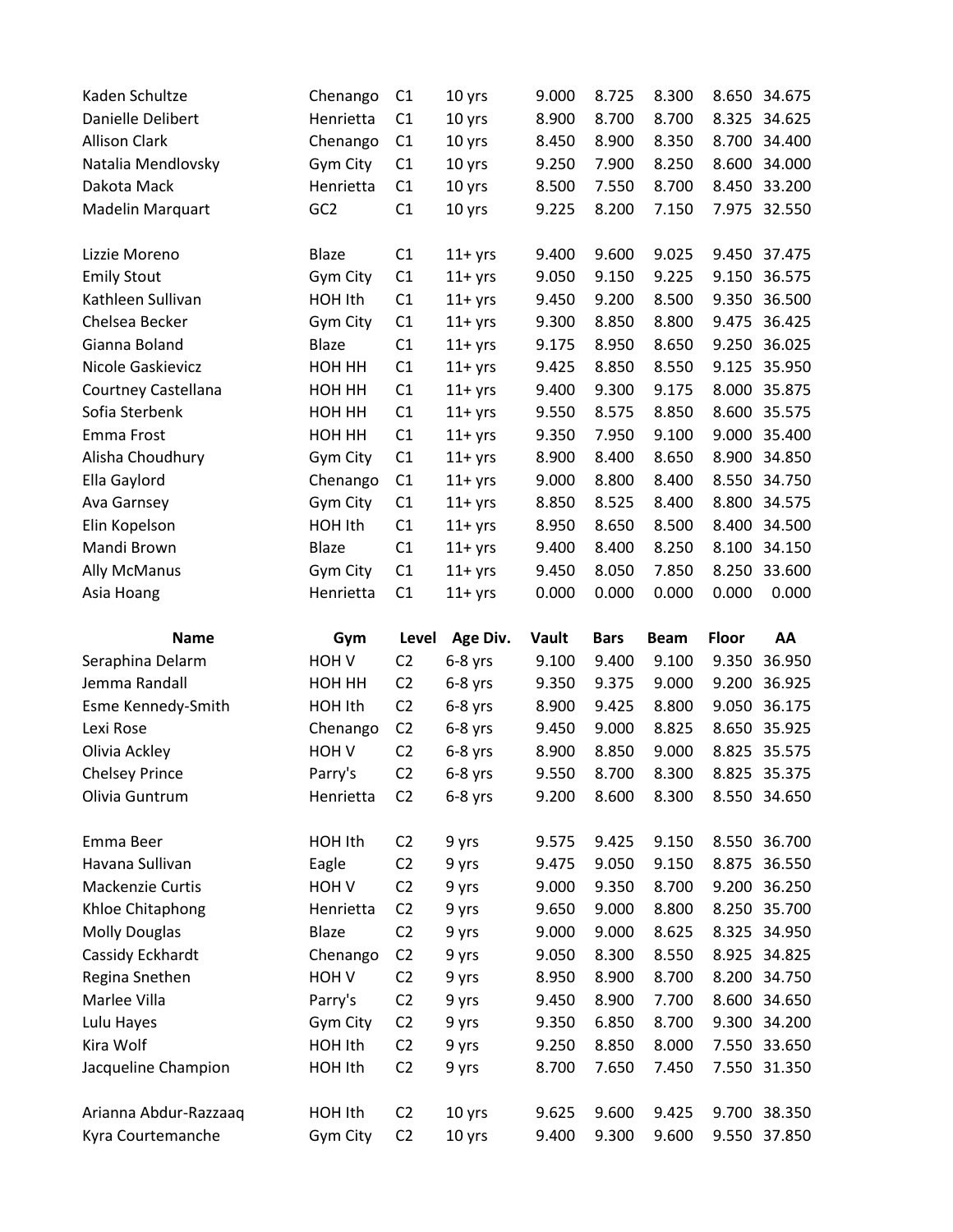| | | | | | | | | |
|---|---|---|---|---|---|---|---|---|
| Kaden Schultze | Chenango | C1 | 10 yrs | 9.000 | 8.725 | 8.300 | 8.650 | 34.675 |
| Danielle Delibert | Henrietta | C1 | 10 yrs | 8.900 | 8.700 | 8.700 | 8.325 | 34.625 |
| Allison Clark | Chenango | C1 | 10 yrs | 8.450 | 8.900 | 8.350 | 8.700 | 34.400 |
| Natalia Mendlovsky | Gym City | C1 | 10 yrs | 9.250 | 7.900 | 8.250 | 8.600 | 34.000 |
| Dakota Mack | Henrietta | C1 | 10 yrs | 8.500 | 7.550 | 8.700 | 8.450 | 33.200 |
| Madelin Marquart | GC2 | C1 | 10 yrs | 9.225 | 8.200 | 7.150 | 7.975 | 32.550 |
| | | | | | | | | |
| Lizzie Moreno | Blaze | C1 | 11+ yrs | 9.400 | 9.600 | 9.025 | 9.450 | 37.475 |
| Emily Stout | Gym City | C1 | 11+ yrs | 9.050 | 9.150 | 9.225 | 9.150 | 36.575 |
| Kathleen Sullivan | HOH Ith | C1 | 11+ yrs | 9.450 | 9.200 | 8.500 | 9.350 | 36.500 |
| Chelsea Becker | Gym City | C1 | 11+ yrs | 9.300 | 8.850 | 8.800 | 9.475 | 36.425 |
| Gianna Boland | Blaze | C1 | 11+ yrs | 9.175 | 8.950 | 8.650 | 9.250 | 36.025 |
| Nicole Gaskievicz | HOH HH | C1 | 11+ yrs | 9.425 | 8.850 | 8.550 | 9.125 | 35.950 |
| Courtney Castellana | HOH HH | C1 | 11+ yrs | 9.400 | 9.300 | 9.175 | 8.000 | 35.875 |
| Sofia Sterbenk | HOH HH | C1 | 11+ yrs | 9.550 | 8.575 | 8.850 | 8.600 | 35.575 |
| Emma Frost | HOH HH | C1 | 11+ yrs | 9.350 | 7.950 | 9.100 | 9.000 | 35.400 |
| Alisha Choudhury | Gym City | C1 | 11+ yrs | 8.900 | 8.400 | 8.650 | 8.900 | 34.850 |
| Ella Gaylord | Chenango | C1 | 11+ yrs | 9.000 | 8.800 | 8.400 | 8.550 | 34.750 |
| Ava Garnsey | Gym City | C1 | 11+ yrs | 8.850 | 8.525 | 8.400 | 8.800 | 34.575 |
| Elin Kopelson | HOH Ith | C1 | 11+ yrs | 8.950 | 8.650 | 8.500 | 8.400 | 34.500 |
| Mandi Brown | Blaze | C1 | 11+ yrs | 9.400 | 8.400 | 8.250 | 8.100 | 34.150 |
| Ally McManus | Gym City | C1 | 11+ yrs | 9.450 | 8.050 | 7.850 | 8.250 | 33.600 |
| Asia Hoang | Henrietta | C1 | 11+ yrs | 0.000 | 0.000 | 0.000 | 0.000 | 0.000 |

| Name | Gym | Level | Age Div. | Vault | Bars | Beam | Floor | AA |
|---|---|---|---|---|---|---|---|---|
| Seraphina Delarm | HOH V | C2 | 6-8 yrs | 9.100 | 9.400 | 9.100 | 9.350 | 36.950 |
| Jemma Randall | HOH HH | C2 | 6-8 yrs | 9.350 | 9.375 | 9.000 | 9.200 | 36.925 |
| Esme Kennedy-Smith | HOH Ith | C2 | 6-8 yrs | 8.900 | 9.425 | 8.800 | 9.050 | 36.175 |
| Lexi Rose | Chenango | C2 | 6-8 yrs | 9.450 | 9.000 | 8.825 | 8.650 | 35.925 |
| Olivia Ackley | HOH V | C2 | 6-8 yrs | 8.900 | 8.850 | 9.000 | 8.825 | 35.575 |
| Chelsey Prince | Parry's | C2 | 6-8 yrs | 9.550 | 8.700 | 8.300 | 8.825 | 35.375 |
| Olivia Guntrum | Henrietta | C2 | 6-8 yrs | 9.200 | 8.600 | 8.300 | 8.550 | 34.650 |
| | | | | | | | | |
| Emma Beer | HOH Ith | C2 | 9 yrs | 9.575 | 9.425 | 9.150 | 8.550 | 36.700 |
| Havana Sullivan | Eagle | C2 | 9 yrs | 9.475 | 9.050 | 9.150 | 8.875 | 36.550 |
| Mackenzie Curtis | HOH V | C2 | 9 yrs | 9.000 | 9.350 | 8.700 | 9.200 | 36.250 |
| Khloe Chitaphong | Henrietta | C2 | 9 yrs | 9.650 | 9.000 | 8.800 | 8.250 | 35.700 |
| Molly Douglas | Blaze | C2 | 9 yrs | 9.000 | 9.000 | 8.625 | 8.325 | 34.950 |
| Cassidy Eckhardt | Chenango | C2 | 9 yrs | 9.050 | 8.300 | 8.550 | 8.925 | 34.825 |
| Regina Snethen | HOH V | C2 | 9 yrs | 8.950 | 8.900 | 8.700 | 8.200 | 34.750 |
| Marlee Villa | Parry's | C2 | 9 yrs | 9.450 | 8.900 | 7.700 | 8.600 | 34.650 |
| Lulu Hayes | Gym City | C2 | 9 yrs | 9.350 | 6.850 | 8.700 | 9.300 | 34.200 |
| Kira Wolf | HOH Ith | C2 | 9 yrs | 9.250 | 8.850 | 8.000 | 7.550 | 33.650 |
| Jacqueline Champion | HOH Ith | C2 | 9 yrs | 8.700 | 7.650 | 7.450 | 7.550 | 31.350 |
| | | | | | | | | |
| Arianna Abdur-Razzaaq | HOH Ith | C2 | 10 yrs | 9.625 | 9.600 | 9.425 | 9.700 | 38.350 |
| Kyra Courtemanche | Gym City | C2 | 10 yrs | 9.400 | 9.300 | 9.600 | 9.550 | 37.850 |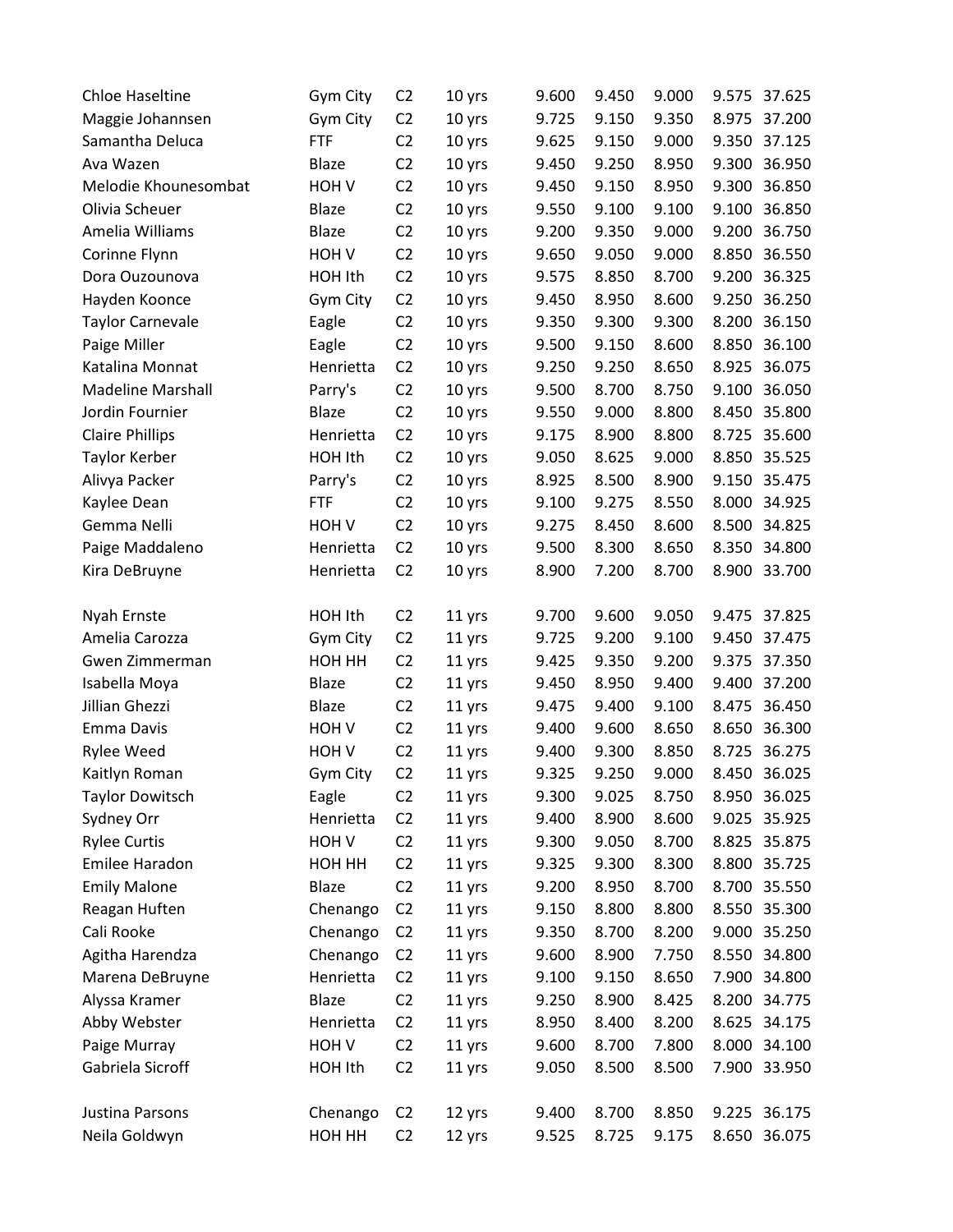| | | | | | | | | |
|---|---|---|---|---|---|---|---|---|
| Chloe Haseltine | Gym City | C2 | 10 yrs | 9.600 | 9.450 | 9.000 | 9.575 | 37.625 |
| Maggie Johannsen | Gym City | C2 | 10 yrs | 9.725 | 9.150 | 9.350 | 8.975 | 37.200 |
| Samantha Deluca | FTF | C2 | 10 yrs | 9.625 | 9.150 | 9.000 | 9.350 | 37.125 |
| Ava Wazen | Blaze | C2 | 10 yrs | 9.450 | 9.250 | 8.950 | 9.300 | 36.950 |
| Melodie Khounesombat | HOH V | C2 | 10 yrs | 9.450 | 9.150 | 8.950 | 9.300 | 36.850 |
| Olivia Scheuer | Blaze | C2 | 10 yrs | 9.550 | 9.100 | 9.100 | 9.100 | 36.850 |
| Amelia Williams | Blaze | C2 | 10 yrs | 9.200 | 9.350 | 9.000 | 9.200 | 36.750 |
| Corinne Flynn | HOH V | C2 | 10 yrs | 9.650 | 9.050 | 9.000 | 8.850 | 36.550 |
| Dora Ouzounova | HOH Ith | C2 | 10 yrs | 9.575 | 8.850 | 8.700 | 9.200 | 36.325 |
| Hayden Koonce | Gym City | C2 | 10 yrs | 9.450 | 8.950 | 8.600 | 9.250 | 36.250 |
| Taylor Carnevale | Eagle | C2 | 10 yrs | 9.350 | 9.300 | 9.300 | 8.200 | 36.150 |
| Paige Miller | Eagle | C2 | 10 yrs | 9.500 | 9.150 | 8.600 | 8.850 | 36.100 |
| Katalina Monnat | Henrietta | C2 | 10 yrs | 9.250 | 9.250 | 8.650 | 8.925 | 36.075 |
| Madeline Marshall | Parry's | C2 | 10 yrs | 9.500 | 8.700 | 8.750 | 9.100 | 36.050 |
| Jordin Fournier | Blaze | C2 | 10 yrs | 9.550 | 9.000 | 8.800 | 8.450 | 35.800 |
| Claire Phillips | Henrietta | C2 | 10 yrs | 9.175 | 8.900 | 8.800 | 8.725 | 35.600 |
| Taylor Kerber | HOH Ith | C2 | 10 yrs | 9.050 | 8.625 | 9.000 | 8.850 | 35.525 |
| Alivya Packer | Parry's | C2 | 10 yrs | 8.925 | 8.500 | 8.900 | 9.150 | 35.475 |
| Kaylee Dean | FTF | C2 | 10 yrs | 9.100 | 9.275 | 8.550 | 8.000 | 34.925 |
| Gemma Nelli | HOH V | C2 | 10 yrs | 9.275 | 8.450 | 8.600 | 8.500 | 34.825 |
| Paige Maddaleno | Henrietta | C2 | 10 yrs | 9.500 | 8.300 | 8.650 | 8.350 | 34.800 |
| Kira DeBruyne | Henrietta | C2 | 10 yrs | 8.900 | 7.200 | 8.700 | 8.900 | 33.700 |
| | | | | | | | | |
| Nyah Ernste | HOH Ith | C2 | 11 yrs | 9.700 | 9.600 | 9.050 | 9.475 | 37.825 |
| Amelia Carozza | Gym City | C2 | 11 yrs | 9.725 | 9.200 | 9.100 | 9.450 | 37.475 |
| Gwen Zimmerman | HOH HH | C2 | 11 yrs | 9.425 | 9.350 | 9.200 | 9.375 | 37.350 |
| Isabella Moya | Blaze | C2 | 11 yrs | 9.450 | 8.950 | 9.400 | 9.400 | 37.200 |
| Jillian Ghezzi | Blaze | C2 | 11 yrs | 9.475 | 9.400 | 9.100 | 8.475 | 36.450 |
| Emma Davis | HOH V | C2 | 11 yrs | 9.400 | 9.600 | 8.650 | 8.650 | 36.300 |
| Rylee Weed | HOH V | C2 | 11 yrs | 9.400 | 9.300 | 8.850 | 8.725 | 36.275 |
| Kaitlyn Roman | Gym City | C2 | 11 yrs | 9.325 | 9.250 | 9.000 | 8.450 | 36.025 |
| Taylor Dowitsch | Eagle | C2 | 11 yrs | 9.300 | 9.025 | 8.750 | 8.950 | 36.025 |
| Sydney Orr | Henrietta | C2 | 11 yrs | 9.400 | 8.900 | 8.600 | 9.025 | 35.925 |
| Rylee Curtis | HOH V | C2 | 11 yrs | 9.300 | 9.050 | 8.700 | 8.825 | 35.875 |
| Emilee Haradon | HOH HH | C2 | 11 yrs | 9.325 | 9.300 | 8.300 | 8.800 | 35.725 |
| Emily Malone | Blaze | C2 | 11 yrs | 9.200 | 8.950 | 8.700 | 8.700 | 35.550 |
| Reagan Huften | Chenango | C2 | 11 yrs | 9.150 | 8.800 | 8.800 | 8.550 | 35.300 |
| Cali Rooke | Chenango | C2 | 11 yrs | 9.350 | 8.700 | 8.200 | 9.000 | 35.250 |
| Agitha Harendza | Chenango | C2 | 11 yrs | 9.600 | 8.900 | 7.750 | 8.550 | 34.800 |
| Marena DeBruyne | Henrietta | C2 | 11 yrs | 9.100 | 9.150 | 8.650 | 7.900 | 34.800 |
| Alyssa Kramer | Blaze | C2 | 11 yrs | 9.250 | 8.900 | 8.425 | 8.200 | 34.775 |
| Abby Webster | Henrietta | C2 | 11 yrs | 8.950 | 8.400 | 8.200 | 8.625 | 34.175 |
| Paige Murray | HOH V | C2 | 11 yrs | 9.600 | 8.700 | 7.800 | 8.000 | 34.100 |
| Gabriela Sicroff | HOH Ith | C2 | 11 yrs | 9.050 | 8.500 | 8.500 | 7.900 | 33.950 |
| | | | | | | | | |
| Justina Parsons | Chenango | C2 | 12 yrs | 9.400 | 8.700 | 8.850 | 9.225 | 36.175 |
| Neila Goldwyn | HOH HH | C2 | 12 yrs | 9.525 | 8.725 | 9.175 | 8.650 | 36.075 |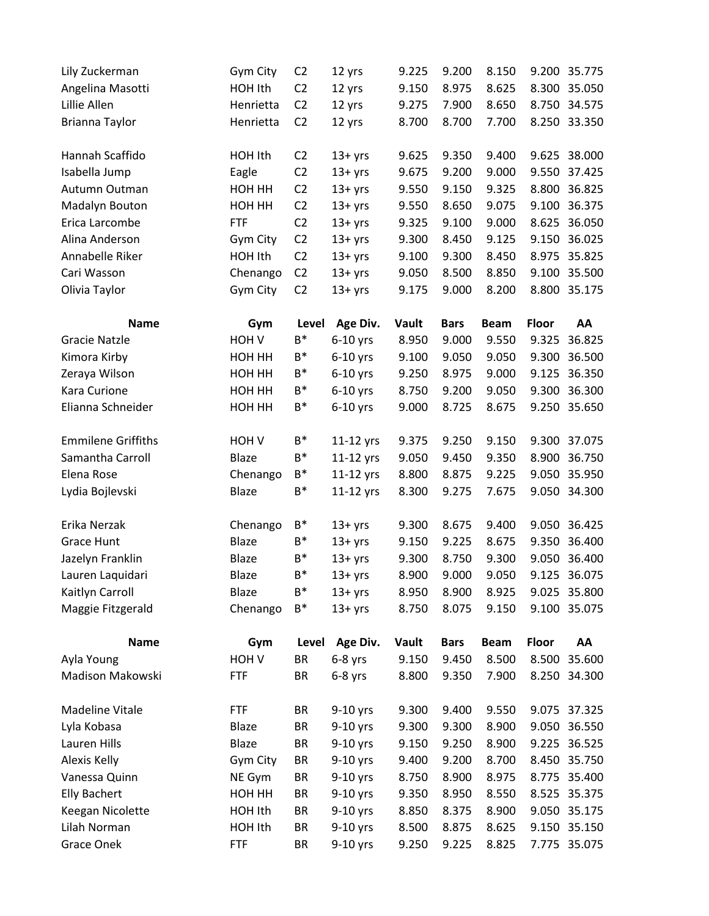| Name | Gym | Level | Age Div. | Vault | Bars | Beam | Floor | AA |
|---|---|---|---|---|---|---|---|---|
| Lily Zuckerman | Gym City | C2 | 12 yrs | 9.225 | 9.200 | 8.150 | 9.200 | 35.775 |
| Angelina Masotti | HOH Ith | C2 | 12 yrs | 9.150 | 8.975 | 8.625 | 8.300 | 35.050 |
| Lillie Allen | Henrietta | C2 | 12 yrs | 9.275 | 7.900 | 8.650 | 8.750 | 34.575 |
| Brianna Taylor | Henrietta | C2 | 12 yrs | 8.700 | 8.700 | 7.700 | 8.250 | 33.350 |
| | | | | | | | | |
| Hannah Scaffido | HOH Ith | C2 | 13+ yrs | 9.625 | 9.350 | 9.400 | 9.625 | 38.000 |
| Isabella Jump | Eagle | C2 | 13+ yrs | 9.675 | 9.200 | 9.000 | 9.550 | 37.425 |
| Autumn Outman | HOH HH | C2 | 13+ yrs | 9.550 | 9.150 | 9.325 | 8.800 | 36.825 |
| Madalyn Bouton | HOH HH | C2 | 13+ yrs | 9.550 | 8.650 | 9.075 | 9.100 | 36.375 |
| Erica Larcombe | FTF | C2 | 13+ yrs | 9.325 | 9.100 | 9.000 | 8.625 | 36.050 |
| Alina Anderson | Gym City | C2 | 13+ yrs | 9.300 | 8.450 | 9.125 | 9.150 | 36.025 |
| Annabelle Riker | HOH Ith | C2 | 13+ yrs | 9.100 | 9.300 | 8.450 | 8.975 | 35.825 |
| Cari Wasson | Chenango | C2 | 13+ yrs | 9.050 | 8.500 | 8.850 | 9.100 | 35.500 |
| Olivia Taylor | Gym City | C2 | 13+ yrs | 9.175 | 9.000 | 8.200 | 8.800 | 35.175 |

| Name | Gym | Level | Age Div. | Vault | Bars | Beam | Floor | AA |
|---|---|---|---|---|---|---|---|---|
| Gracie Natzle | HOH V | B* | 6-10 yrs | 8.950 | 9.000 | 9.550 | 9.325 | 36.825 |
| Kimora Kirby | HOH HH | B* | 6-10 yrs | 9.100 | 9.050 | 9.050 | 9.300 | 36.500 |
| Zeraya Wilson | HOH HH | B* | 6-10 yrs | 9.250 | 8.975 | 9.000 | 9.125 | 36.350 |
| Kara Curione | HOH HH | B* | 6-10 yrs | 8.750 | 9.200 | 9.050 | 9.300 | 36.300 |
| Elianna Schneider | HOH HH | B* | 6-10 yrs | 9.000 | 8.725 | 8.675 | 9.250 | 35.650 |
| | | | | | | | | |
| Emmilene Griffiths | HOH V | B* | 11-12 yrs | 9.375 | 9.250 | 9.150 | 9.300 | 37.075 |
| Samantha Carroll | Blaze | B* | 11-12 yrs | 9.050 | 9.450 | 9.350 | 8.900 | 36.750 |
| Elena Rose | Chenango | B* | 11-12 yrs | 8.800 | 8.875 | 9.225 | 9.050 | 35.950 |
| Lydia Bojlevski | Blaze | B* | 11-12 yrs | 8.300 | 9.275 | 7.675 | 9.050 | 34.300 |
| | | | | | | | | |
| Erika Nerzak | Chenango | B* | 13+ yrs | 9.300 | 8.675 | 9.400 | 9.050 | 36.425 |
| Grace Hunt | Blaze | B* | 13+ yrs | 9.150 | 9.225 | 8.675 | 9.350 | 36.400 |
| Jazelyn Franklin | Blaze | B* | 13+ yrs | 9.300 | 8.750 | 9.300 | 9.050 | 36.400 |
| Lauren Laquidari | Blaze | B* | 13+ yrs | 8.900 | 9.000 | 9.050 | 9.125 | 36.075 |
| Kaitlyn Carroll | Blaze | B* | 13+ yrs | 8.950 | 8.900 | 8.925 | 9.025 | 35.800 |
| Maggie Fitzgerald | Chenango | B* | 13+ yrs | 8.750 | 8.075 | 9.150 | 9.100 | 35.075 |

| Name | Gym | Level | Age Div. | Vault | Bars | Beam | Floor | AA |
|---|---|---|---|---|---|---|---|---|
| Ayla Young | HOH V | BR | 6-8 yrs | 9.150 | 9.450 | 8.500 | 8.500 | 35.600 |
| Madison Makowski | FTF | BR | 6-8 yrs | 8.800 | 9.350 | 7.900 | 8.250 | 34.300 |
| | | | | | | | | |
| Madeline Vitale | FTF | BR | 9-10 yrs | 9.300 | 9.400 | 9.550 | 9.075 | 37.325 |
| Lyla Kobasa | Blaze | BR | 9-10 yrs | 9.300 | 9.300 | 8.900 | 9.050 | 36.550 |
| Lauren Hills | Blaze | BR | 9-10 yrs | 9.150 | 9.250 | 8.900 | 9.225 | 36.525 |
| Alexis Kelly | Gym City | BR | 9-10 yrs | 9.400 | 9.200 | 8.700 | 8.450 | 35.750 |
| Vanessa Quinn | NE Gym | BR | 9-10 yrs | 8.750 | 8.900 | 8.975 | 8.775 | 35.400 |
| Elly Bachert | HOH HH | BR | 9-10 yrs | 9.350 | 8.950 | 8.550 | 8.525 | 35.375 |
| Keegan Nicolette | HOH Ith | BR | 9-10 yrs | 8.850 | 8.375 | 8.900 | 9.050 | 35.175 |
| Lilah Norman | HOH Ith | BR | 9-10 yrs | 8.500 | 8.875 | 8.625 | 9.150 | 35.150 |
| Grace Onek | FTF | BR | 9-10 yrs | 9.250 | 9.225 | 8.825 | 7.775 | 35.075 |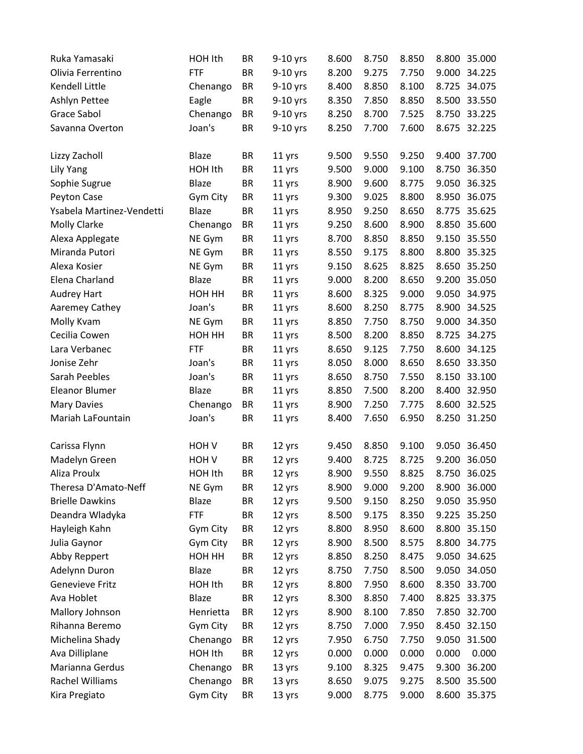| | | | | | | | | |
|---|---|---|---|---|---|---|---|---|
| Ruka Yamasaki | HOH Ith | BR | 9-10 yrs | 8.600 | 8.750 | 8.850 | 8.800 | 35.000 |
| Olivia Ferrentino | FTF | BR | 9-10 yrs | 8.200 | 9.275 | 7.750 | 9.000 | 34.225 |
| Kendell Little | Chenango | BR | 9-10 yrs | 8.400 | 8.850 | 8.100 | 8.725 | 34.075 |
| Ashlyn Pettee | Eagle | BR | 9-10 yrs | 8.350 | 7.850 | 8.850 | 8.500 | 33.550 |
| Grace Sabol | Chenango | BR | 9-10 yrs | 8.250 | 8.700 | 7.525 | 8.750 | 33.225 |
| Savanna Overton | Joan's | BR | 9-10 yrs | 8.250 | 7.700 | 7.600 | 8.675 | 32.225 |
| | | | | | | | | |
| Lizzy Zacholl | Blaze | BR | 11 yrs | 9.500 | 9.550 | 9.250 | 9.400 | 37.700 |
| Lily Yang | HOH Ith | BR | 11 yrs | 9.500 | 9.000 | 9.100 | 8.750 | 36.350 |
| Sophie Sugrue | Blaze | BR | 11 yrs | 8.900 | 9.600 | 8.775 | 9.050 | 36.325 |
| Peyton Case | Gym City | BR | 11 yrs | 9.300 | 9.025 | 8.800 | 8.950 | 36.075 |
| Ysabela Martinez-Vendetti | Blaze | BR | 11 yrs | 8.950 | 9.250 | 8.650 | 8.775 | 35.625 |
| Molly Clarke | Chenango | BR | 11 yrs | 9.250 | 8.600 | 8.900 | 8.850 | 35.600 |
| Alexa Applegate | NE Gym | BR | 11 yrs | 8.700 | 8.850 | 8.850 | 9.150 | 35.550 |
| Miranda Putori | NE Gym | BR | 11 yrs | 8.550 | 9.175 | 8.800 | 8.800 | 35.325 |
| Alexa Kosier | NE Gym | BR | 11 yrs | 9.150 | 8.625 | 8.825 | 8.650 | 35.250 |
| Elena Charland | Blaze | BR | 11 yrs | 9.000 | 8.200 | 8.650 | 9.200 | 35.050 |
| Audrey Hart | HOH HH | BR | 11 yrs | 8.600 | 8.325 | 9.000 | 9.050 | 34.975 |
| Aaremey Cathey | Joan's | BR | 11 yrs | 8.600 | 8.250 | 8.775 | 8.900 | 34.525 |
| Molly Kvam | NE Gym | BR | 11 yrs | 8.850 | 7.750 | 8.750 | 9.000 | 34.350 |
| Cecilia Cowen | HOH HH | BR | 11 yrs | 8.500 | 8.200 | 8.850 | 8.725 | 34.275 |
| Lara Verbanec | FTF | BR | 11 yrs | 8.650 | 9.125 | 7.750 | 8.600 | 34.125 |
| Jonise Zehr | Joan's | BR | 11 yrs | 8.050 | 8.000 | 8.650 | 8.650 | 33.350 |
| Sarah Peebles | Joan's | BR | 11 yrs | 8.650 | 8.750 | 7.550 | 8.150 | 33.100 |
| Eleanor Blumer | Blaze | BR | 11 yrs | 8.850 | 7.500 | 8.200 | 8.400 | 32.950 |
| Mary Davies | Chenango | BR | 11 yrs | 8.900 | 7.250 | 7.775 | 8.600 | 32.525 |
| Mariah LaFountain | Joan's | BR | 11 yrs | 8.400 | 7.650 | 6.950 | 8.250 | 31.250 |
| | | | | | | | | |
| Carissa Flynn | HOH V | BR | 12 yrs | 9.450 | 8.850 | 9.100 | 9.050 | 36.450 |
| Madelyn Green | HOH V | BR | 12 yrs | 9.400 | 8.725 | 8.725 | 9.200 | 36.050 |
| Aliza Proulx | HOH Ith | BR | 12 yrs | 8.900 | 9.550 | 8.825 | 8.750 | 36.025 |
| Theresa D'Amato-Neff | NE Gym | BR | 12 yrs | 8.900 | 9.000 | 9.200 | 8.900 | 36.000 |
| Brielle Dawkins | Blaze | BR | 12 yrs | 9.500 | 9.150 | 8.250 | 9.050 | 35.950 |
| Deandra Wladyka | FTF | BR | 12 yrs | 8.500 | 9.175 | 8.350 | 9.225 | 35.250 |
| Hayleigh Kahn | Gym City | BR | 12 yrs | 8.800 | 8.950 | 8.600 | 8.800 | 35.150 |
| Julia Gaynor | Gym City | BR | 12 yrs | 8.900 | 8.500 | 8.575 | 8.800 | 34.775 |
| Abby Reppert | HOH HH | BR | 12 yrs | 8.850 | 8.250 | 8.475 | 9.050 | 34.625 |
| Adelynn Duron | Blaze | BR | 12 yrs | 8.750 | 7.750 | 8.500 | 9.050 | 34.050 |
| Genevieve Fritz | HOH Ith | BR | 12 yrs | 8.800 | 7.950 | 8.600 | 8.350 | 33.700 |
| Ava Hoblet | Blaze | BR | 12 yrs | 8.300 | 8.850 | 7.400 | 8.825 | 33.375 |
| Mallory Johnson | Henrietta | BR | 12 yrs | 8.900 | 8.100 | 7.850 | 7.850 | 32.700 |
| Rihanna Beremo | Gym City | BR | 12 yrs | 8.750 | 7.000 | 7.950 | 8.450 | 32.150 |
| Michelina Shady | Chenango | BR | 12 yrs | 7.950 | 6.750 | 7.750 | 9.050 | 31.500 |
| Ava Dilliplane | HOH Ith | BR | 12 yrs | 0.000 | 0.000 | 0.000 | 0.000 | 0.000 |
| Marianna Gerdus | Chenango | BR | 13 yrs | 9.100 | 8.325 | 9.475 | 9.300 | 36.200 |
| Rachel Williams | Chenango | BR | 13 yrs | 8.650 | 9.075 | 9.275 | 8.500 | 35.500 |
| Kira Pregiato | Gym City | BR | 13 yrs | 9.000 | 8.775 | 9.000 | 8.600 | 35.375 |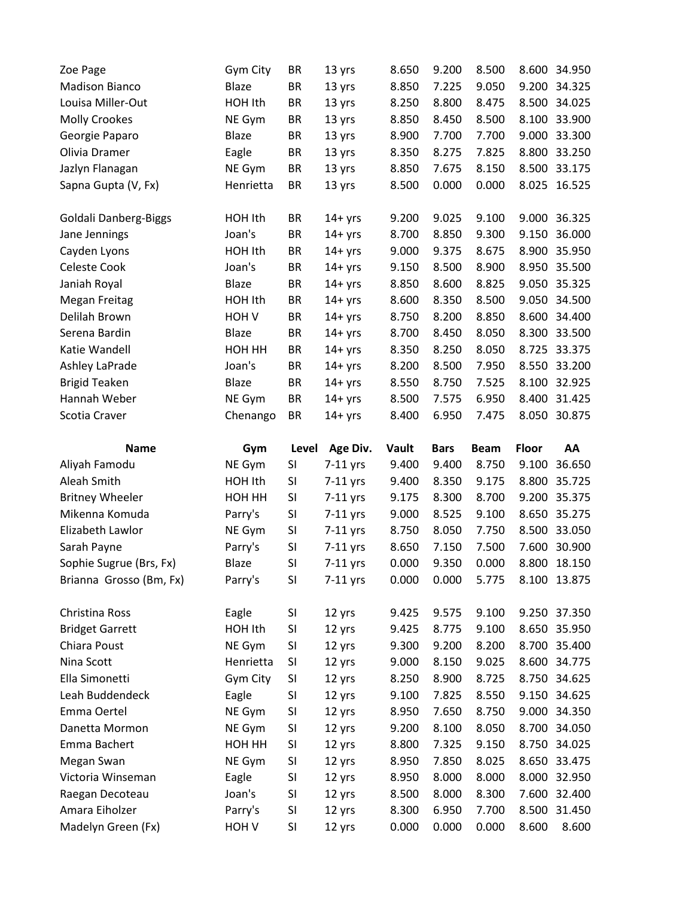| | | | | | | | | |
|---|---|---|---|---|---|---|---|---|
| Zoe Page | Gym City | BR | 13 yrs | 8.650 | 9.200 | 8.500 | 8.600 | 34.950 |
| Madison Bianco | Blaze | BR | 13 yrs | 8.850 | 7.225 | 9.050 | 9.200 | 34.325 |
| Louisa Miller-Out | HOH Ith | BR | 13 yrs | 8.250 | 8.800 | 8.475 | 8.500 | 34.025 |
| Molly Crookes | NE Gym | BR | 13 yrs | 8.850 | 8.450 | 8.500 | 8.100 | 33.900 |
| Georgie Paparo | Blaze | BR | 13 yrs | 8.900 | 7.700 | 7.700 | 9.000 | 33.300 |
| Olivia Dramer | Eagle | BR | 13 yrs | 8.350 | 8.275 | 7.825 | 8.800 | 33.250 |
| Jazlyn Flanagan | NE Gym | BR | 13 yrs | 8.850 | 7.675 | 8.150 | 8.500 | 33.175 |
| Sapna Gupta (V, Fx) | Henrietta | BR | 13 yrs | 8.500 | 0.000 | 0.000 | 8.025 | 16.525 |
| | | | | | | | | |
| Goldali Danberg-Biggs | HOH Ith | BR | 14+ yrs | 9.200 | 9.025 | 9.100 | 9.000 | 36.325 |
| Jane Jennings | Joan's | BR | 14+ yrs | 8.700 | 8.850 | 9.300 | 9.150 | 36.000 |
| Cayden Lyons | HOH Ith | BR | 14+ yrs | 9.000 | 9.375 | 8.675 | 8.900 | 35.950 |
| Celeste Cook | Joan's | BR | 14+ yrs | 9.150 | 8.500 | 8.900 | 8.950 | 35.500 |
| Janiah Royal | Blaze | BR | 14+ yrs | 8.850 | 8.600 | 8.825 | 9.050 | 35.325 |
| Megan Freitag | HOH Ith | BR | 14+ yrs | 8.600 | 8.350 | 8.500 | 9.050 | 34.500 |
| Delilah Brown | HOH V | BR | 14+ yrs | 8.750 | 8.200 | 8.850 | 8.600 | 34.400 |
| Serena Bardin | Blaze | BR | 14+ yrs | 8.700 | 8.450 | 8.050 | 8.300 | 33.500 |
| Katie Wandell | HOH HH | BR | 14+ yrs | 8.350 | 8.250 | 8.050 | 8.725 | 33.375 |
| Ashley LaPrade | Joan's | BR | 14+ yrs | 8.200 | 8.500 | 7.950 | 8.550 | 33.200 |
| Brigid Teaken | Blaze | BR | 14+ yrs | 8.550 | 8.750 | 7.525 | 8.100 | 32.925 |
| Hannah Weber | NE Gym | BR | 14+ yrs | 8.500 | 7.575 | 6.950 | 8.400 | 31.425 |
| Scotia Craver | Chenango | BR | 14+ yrs | 8.400 | 6.950 | 7.475 | 8.050 | 30.875 |

| Name | Gym | Level | Age Div. | Vault | Bars | Beam | Floor | AA |
|---|---|---|---|---|---|---|---|---|
| Aliyah Famodu | NE Gym | SI | 7-11 yrs | 9.400 | 9.400 | 8.750 | 9.100 | 36.650 |
| Aleah Smith | HOH Ith | SI | 7-11 yrs | 9.400 | 8.350 | 9.175 | 8.800 | 35.725 |
| Britney Wheeler | HOH HH | SI | 7-11 yrs | 9.175 | 8.300 | 8.700 | 9.200 | 35.375 |
| Mikenna Komuda | Parry's | SI | 7-11 yrs | 9.000 | 8.525 | 9.100 | 8.650 | 35.275 |
| Elizabeth Lawlor | NE Gym | SI | 7-11 yrs | 8.750 | 8.050 | 7.750 | 8.500 | 33.050 |
| Sarah Payne | Parry's | SI | 7-11 yrs | 8.650 | 7.150 | 7.500 | 7.600 | 30.900 |
| Sophie Sugrue (Brs, Fx) | Blaze | SI | 7-11 yrs | 0.000 | 9.350 | 0.000 | 8.800 | 18.150 |
| Brianna Grosso (Bm, Fx) | Parry's | SI | 7-11 yrs | 0.000 | 0.000 | 5.775 | 8.100 | 13.875 |
| | | | | | | | | |
| Christina Ross | Eagle | SI | 12 yrs | 9.425 | 9.575 | 9.100 | 9.250 | 37.350 |
| Bridget Garrett | HOH Ith | SI | 12 yrs | 9.425 | 8.775 | 9.100 | 8.650 | 35.950 |
| Chiara Poust | NE Gym | SI | 12 yrs | 9.300 | 9.200 | 8.200 | 8.700 | 35.400 |
| Nina Scott | Henrietta | SI | 12 yrs | 9.000 | 8.150 | 9.025 | 8.600 | 34.775 |
| Ella Simonetti | Gym City | SI | 12 yrs | 8.250 | 8.900 | 8.725 | 8.750 | 34.625 |
| Leah Buddendeck | Eagle | SI | 12 yrs | 9.100 | 7.825 | 8.550 | 9.150 | 34.625 |
| Emma Oertel | NE Gym | SI | 12 yrs | 8.950 | 7.650 | 8.750 | 9.000 | 34.350 |
| Danetta Mormon | NE Gym | SI | 12 yrs | 9.200 | 8.100 | 8.050 | 8.700 | 34.050 |
| Emma Bachert | HOH HH | SI | 12 yrs | 8.800 | 7.325 | 9.150 | 8.750 | 34.025 |
| Megan Swan | NE Gym | SI | 12 yrs | 8.950 | 7.850 | 8.025 | 8.650 | 33.475 |
| Victoria Winseman | Eagle | SI | 12 yrs | 8.950 | 8.000 | 8.000 | 8.000 | 32.950 |
| Raegan Decoteau | Joan's | SI | 12 yrs | 8.500 | 8.000 | 8.300 | 7.600 | 32.400 |
| Amara Eiholzer | Parry's | SI | 12 yrs | 8.300 | 6.950 | 7.700 | 8.500 | 31.450 |
| Madelyn Green (Fx) | HOH V | SI | 12 yrs | 0.000 | 0.000 | 0.000 | 8.600 | 8.600 |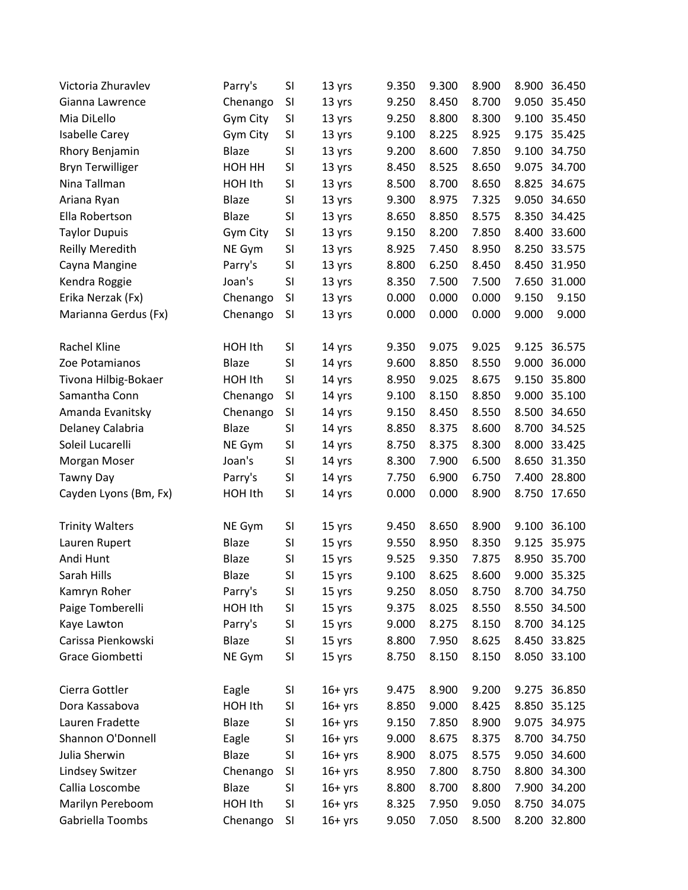| | | | | | | | | |
|---|---|---|---|---|---|---|---|---|
| Victoria Zhuravlev | Parry's | SI | 13 yrs | 9.350 | 9.300 | 8.900 | 8.900 | 36.450 |
| Gianna Lawrence | Chenango | SI | 13 yrs | 9.250 | 8.450 | 8.700 | 9.050 | 35.450 |
| Mia DiLello | Gym City | SI | 13 yrs | 9.250 | 8.800 | 8.300 | 9.100 | 35.450 |
| Isabelle Carey | Gym City | SI | 13 yrs | 9.100 | 8.225 | 8.925 | 9.175 | 35.425 |
| Rhory Benjamin | Blaze | SI | 13 yrs | 9.200 | 8.600 | 7.850 | 9.100 | 34.750 |
| Bryn Terwilliger | HOH HH | SI | 13 yrs | 8.450 | 8.525 | 8.650 | 9.075 | 34.700 |
| Nina Tallman | HOH Ith | SI | 13 yrs | 8.500 | 8.700 | 8.650 | 8.825 | 34.675 |
| Ariana Ryan | Blaze | SI | 13 yrs | 9.300 | 8.975 | 7.325 | 9.050 | 34.650 |
| Ella Robertson | Blaze | SI | 13 yrs | 8.650 | 8.850 | 8.575 | 8.350 | 34.425 |
| Taylor Dupuis | Gym City | SI | 13 yrs | 9.150 | 8.200 | 7.850 | 8.400 | 33.600 |
| Reilly Meredith | NE Gym | SI | 13 yrs | 8.925 | 7.450 | 8.950 | 8.250 | 33.575 |
| Cayna Mangine | Parry's | SI | 13 yrs | 8.800 | 6.250 | 8.450 | 8.450 | 31.950 |
| Kendra Roggie | Joan's | SI | 13 yrs | 8.350 | 7.500 | 7.500 | 7.650 | 31.000 |
| Erika Nerzak (Fx) | Chenango | SI | 13 yrs | 0.000 | 0.000 | 0.000 | 9.150 | 9.150 |
| Marianna Gerdus (Fx) | Chenango | SI | 13 yrs | 0.000 | 0.000 | 0.000 | 9.000 | 9.000 |
| | | | | | | | | |
| Rachel Kline | HOH Ith | SI | 14 yrs | 9.350 | 9.075 | 9.025 | 9.125 | 36.575 |
| Zoe Potamianos | Blaze | SI | 14 yrs | 9.600 | 8.850 | 8.550 | 9.000 | 36.000 |
| Tivona Hilbig-Bokaer | HOH Ith | SI | 14 yrs | 8.950 | 9.025 | 8.675 | 9.150 | 35.800 |
| Samantha Conn | Chenango | SI | 14 yrs | 9.100 | 8.150 | 8.850 | 9.000 | 35.100 |
| Amanda Evanitsky | Chenango | SI | 14 yrs | 9.150 | 8.450 | 8.550 | 8.500 | 34.650 |
| Delaney Calabria | Blaze | SI | 14 yrs | 8.850 | 8.375 | 8.600 | 8.700 | 34.525 |
| Soleil Lucarelli | NE Gym | SI | 14 yrs | 8.750 | 8.375 | 8.300 | 8.000 | 33.425 |
| Morgan Moser | Joan's | SI | 14 yrs | 8.300 | 7.900 | 6.500 | 8.650 | 31.350 |
| Tawny Day | Parry's | SI | 14 yrs | 7.750 | 6.900 | 6.750 | 7.400 | 28.800 |
| Cayden Lyons (Bm, Fx) | HOH Ith | SI | 14 yrs | 0.000 | 0.000 | 8.900 | 8.750 | 17.650 |
| | | | | | | | | |
| Trinity Walters | NE Gym | SI | 15 yrs | 9.450 | 8.650 | 8.900 | 9.100 | 36.100 |
| Lauren Rupert | Blaze | SI | 15 yrs | 9.550 | 8.950 | 8.350 | 9.125 | 35.975 |
| Andi Hunt | Blaze | SI | 15 yrs | 9.525 | 9.350 | 7.875 | 8.950 | 35.700 |
| Sarah Hills | Blaze | SI | 15 yrs | 9.100 | 8.625 | 8.600 | 9.000 | 35.325 |
| Kamryn Roher | Parry's | SI | 15 yrs | 9.250 | 8.050 | 8.750 | 8.700 | 34.750 |
| Paige Tomberelli | HOH Ith | SI | 15 yrs | 9.375 | 8.025 | 8.550 | 8.550 | 34.500 |
| Kaye Lawton | Parry's | SI | 15 yrs | 9.000 | 8.275 | 8.150 | 8.700 | 34.125 |
| Carissa Pienkowski | Blaze | SI | 15 yrs | 8.800 | 7.950 | 8.625 | 8.450 | 33.825 |
| Grace Giombetti | NE Gym | SI | 15 yrs | 8.750 | 8.150 | 8.150 | 8.050 | 33.100 |
| | | | | | | | | |
| Cierra Gottler | Eagle | SI | 16+ yrs | 9.475 | 8.900 | 9.200 | 9.275 | 36.850 |
| Dora Kassabova | HOH Ith | SI | 16+ yrs | 8.850 | 9.000 | 8.425 | 8.850 | 35.125 |
| Lauren Fradette | Blaze | SI | 16+ yrs | 9.150 | 7.850 | 8.900 | 9.075 | 34.975 |
| Shannon O'Donnell | Eagle | SI | 16+ yrs | 9.000 | 8.675 | 8.375 | 8.700 | 34.750 |
| Julia Sherwin | Blaze | SI | 16+ yrs | 8.900 | 8.075 | 8.575 | 9.050 | 34.600 |
| Lindsey Switzer | Chenango | SI | 16+ yrs | 8.950 | 7.800 | 8.750 | 8.800 | 34.300 |
| Callia Loscombe | Blaze | SI | 16+ yrs | 8.800 | 8.700 | 8.800 | 7.900 | 34.200 |
| Marilyn Pereboom | HOH Ith | SI | 16+ yrs | 8.325 | 7.950 | 9.050 | 8.750 | 34.075 |
| Gabriella Toombs | Chenango | SI | 16+ yrs | 9.050 | 7.050 | 8.500 | 8.200 | 32.800 |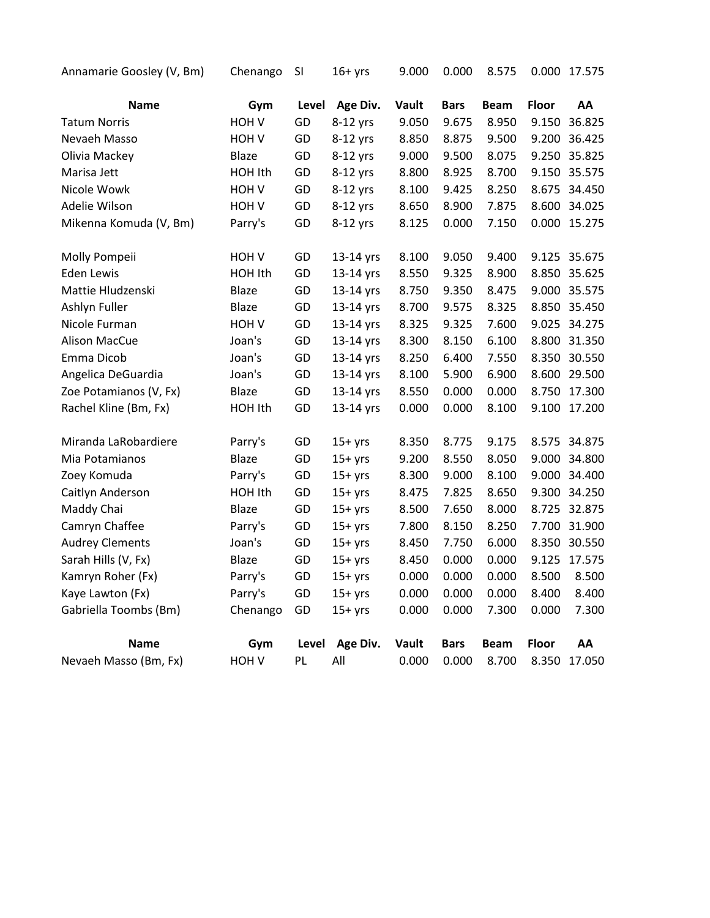| | | | | | | | | |
|---|---|---|---|---|---|---|---|---|
| Annamarie Goosley (V, Bm) | Chenango | SI | 16+ yrs | 9.000 | 0.000 | 8.575 | 0.000 | 17.575 |

| Name | Gym | Level | Age Div. | Vault | Bars | Beam | Floor | AA |
|---|---|---|---|---|---|---|---|---|
| Tatum Norris | HOH V | GD | 8-12 yrs | 9.050 | 9.675 | 8.950 | 9.150 | 36.825 |
| Nevaeh Masso | HOH V | GD | 8-12 yrs | 8.850 | 8.875 | 9.500 | 9.200 | 36.425 |
| Olivia Mackey | Blaze | GD | 8-12 yrs | 9.000 | 9.500 | 8.075 | 9.250 | 35.825 |
| Marisa Jett | HOH Ith | GD | 8-12 yrs | 8.800 | 8.925 | 8.700 | 9.150 | 35.575 |
| Nicole Wowk | HOH V | GD | 8-12 yrs | 8.100 | 9.425 | 8.250 | 8.675 | 34.450 |
| Adelie Wilson | HOH V | GD | 8-12 yrs | 8.650 | 8.900 | 7.875 | 8.600 | 34.025 |
| Mikenna Komuda (V, Bm) | Parry's | GD | 8-12 yrs | 8.125 | 0.000 | 7.150 | 0.000 | 15.275 |
| | | | | | | | | |
| Molly Pompeii | HOH V | GD | 13-14 yrs | 8.100 | 9.050 | 9.400 | 9.125 | 35.675 |
| Eden Lewis | HOH Ith | GD | 13-14 yrs | 8.550 | 9.325 | 8.900 | 8.850 | 35.625 |
| Mattie Hludzenski | Blaze | GD | 13-14 yrs | 8.750 | 9.350 | 8.475 | 9.000 | 35.575 |
| Ashlyn Fuller | Blaze | GD | 13-14 yrs | 8.700 | 9.575 | 8.325 | 8.850 | 35.450 |
| Nicole Furman | HOH V | GD | 13-14 yrs | 8.325 | 9.325 | 7.600 | 9.025 | 34.275 |
| Alison MacCue | Joan's | GD | 13-14 yrs | 8.300 | 8.150 | 6.100 | 8.800 | 31.350 |
| Emma Dicob | Joan's | GD | 13-14 yrs | 8.250 | 6.400 | 7.550 | 8.350 | 30.550 |
| Angelica DeGuardia | Joan's | GD | 13-14 yrs | 8.100 | 5.900 | 6.900 | 8.600 | 29.500 |
| Zoe Potamianos (V, Fx) | Blaze | GD | 13-14 yrs | 8.550 | 0.000 | 0.000 | 8.750 | 17.300 |
| Rachel Kline (Bm, Fx) | HOH Ith | GD | 13-14 yrs | 0.000 | 0.000 | 8.100 | 9.100 | 17.200 |
| | | | | | | | | |
| Miranda LaRobardiere | Parry's | GD | 15+ yrs | 8.350 | 8.775 | 9.175 | 8.575 | 34.875 |
| Mia Potamianos | Blaze | GD | 15+ yrs | 9.200 | 8.550 | 8.050 | 9.000 | 34.800 |
| Zoey Komuda | Parry's | GD | 15+ yrs | 8.300 | 9.000 | 8.100 | 9.000 | 34.400 |
| Caitlyn Anderson | HOH Ith | GD | 15+ yrs | 8.475 | 7.825 | 8.650 | 9.300 | 34.250 |
| Maddy Chai | Blaze | GD | 15+ yrs | 8.500 | 7.650 | 8.000 | 8.725 | 32.875 |
| Camryn Chaffee | Parry's | GD | 15+ yrs | 7.800 | 8.150 | 8.250 | 7.700 | 31.900 |
| Audrey Clements | Joan's | GD | 15+ yrs | 8.450 | 7.750 | 6.000 | 8.350 | 30.550 |
| Sarah Hills (V, Fx) | Blaze | GD | 15+ yrs | 8.450 | 0.000 | 0.000 | 9.125 | 17.575 |
| Kamryn Roher (Fx) | Parry's | GD | 15+ yrs | 0.000 | 0.000 | 0.000 | 8.500 | 8.500 |
| Kaye Lawton (Fx) | Parry's | GD | 15+ yrs | 0.000 | 0.000 | 0.000 | 8.400 | 8.400 |
| Gabriella Toombs (Bm) | Chenango | GD | 15+ yrs | 0.000 | 0.000 | 7.300 | 0.000 | 7.300 |

| Name | Gym | Level | Age Div. | Vault | Bars | Beam | Floor | AA |
|---|---|---|---|---|---|---|---|---|
| Nevaeh Masso (Bm, Fx) | HOH V | PL | All | 0.000 | 0.000 | 8.700 | 8.350 | 17.050 |